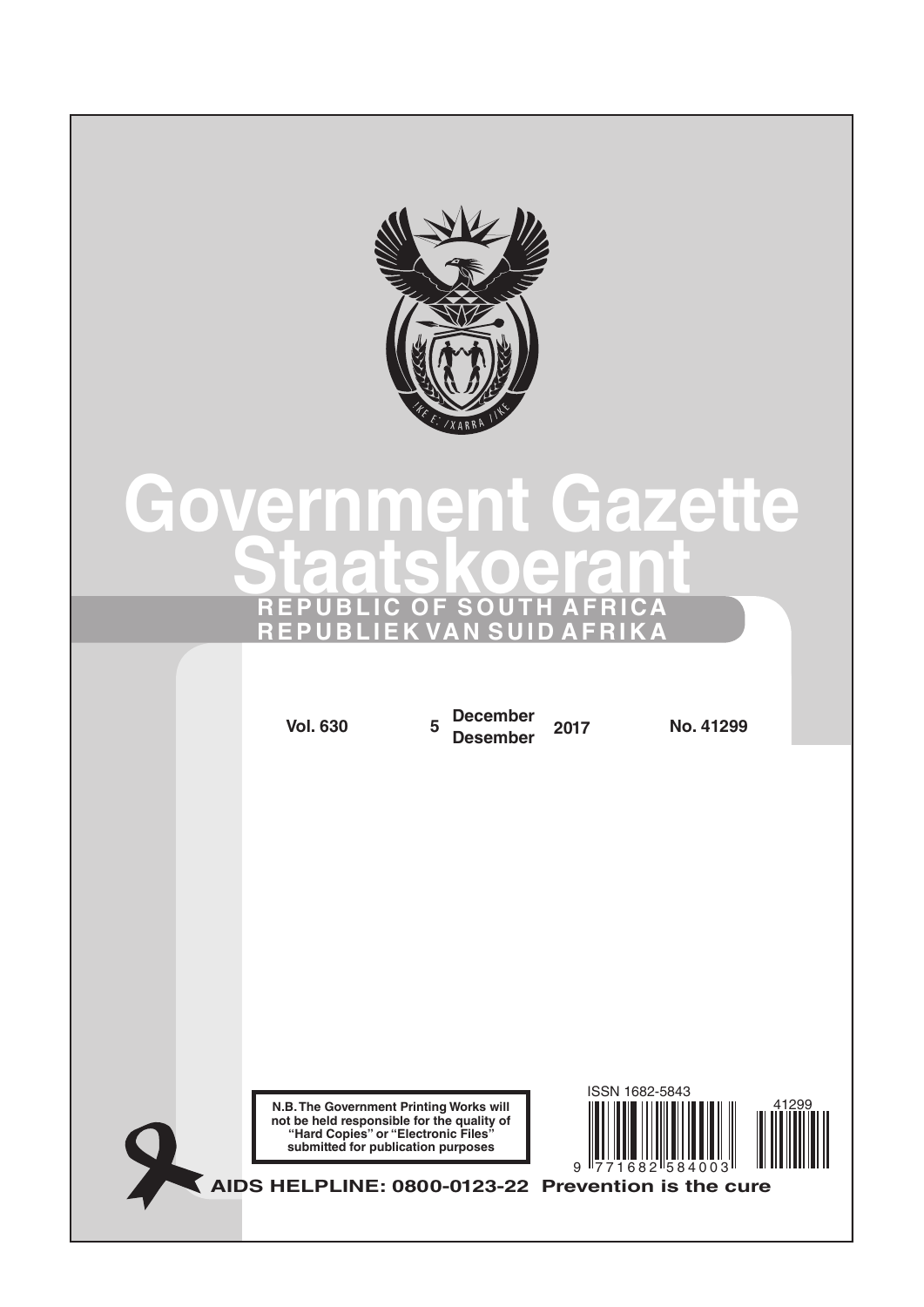# Government Gazette
# Staatskoerant

**REPUBLIC OF SOUTH AFRICA**
**REPUBLIEK VAN SUID AFRIKA**

**Vol. 630** **5 December / Desember 2017** **No. 41299**

**N.B. The Government Printing Works will not be held responsible for the quality of "Hard Copies" or "Electronic Files" submitted for publication purposes**

ISSN 1682-5843

9 771682 584003

41299

**AIDS HELPLINE: 0800-0123-22 Prevention is the cure**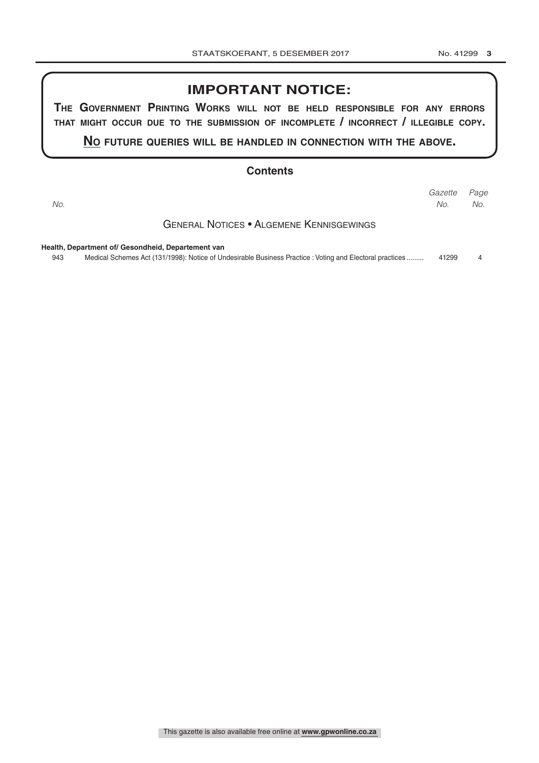## IMPORTANT NOTICE:

**THE GOVERNMENT PRINTING WORKS WILL NOT BE HELD RESPONSIBLE FOR ANY ERRORS THAT MIGHT OCCUR DUE TO THE SUBMISSION OF INCOMPLETE / INCORRECT / ILLEGIBLE COPY.**

**NO FUTURE QUERIES WILL BE HANDLED IN CONNECTION WITH THE ABOVE.**

## Contents

| No. | | Gazette No. | Page No. |
|---|---|---|---|
| | **GENERAL NOTICES • ALGEMENE KENNISGEWINGS** | | |
| | **Health, Department of/ Gesondheid, Departement van** | | |
| 943 | Medical Schemes Act (131/1998): Notice of Undesirable Business Practice : Voting and Electoral practices ......... | 41299 | 4 |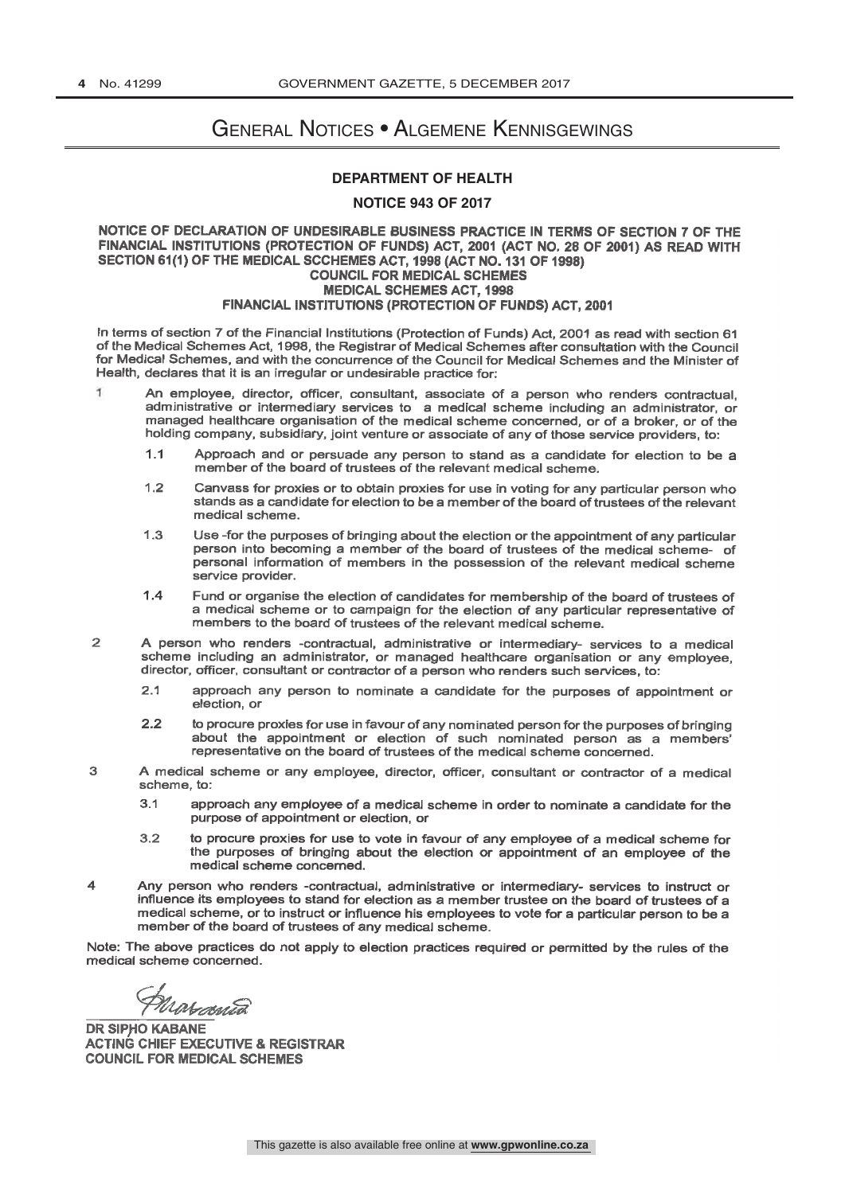# General Notices • Algemene Kennisgewings

## DEPARTMENT OF HEALTH

### NOTICE 943 OF 2017

**NOTICE OF DECLARATION OF UNDESIRABLE BUSINESS PRACTICE IN TERMS OF SECTION 7 OF THE FINANCIAL INSTITUTIONS (PROTECTION OF FUNDS) ACT, 2001 (ACT NO. 28 OF 2001) AS READ WITH SECTION 61(1) OF THE MEDICAL SCCHEMES ACT, 1998 (ACT NO. 131 OF 1998)**
**COUNCIL FOR MEDICAL SCHEMES**
**MEDICAL SCHEMES ACT, 1998**
**FINANCIAL INSTITUTIONS (PROTECTION OF FUNDS) ACT, 2001**

In terms of section 7 of the Financial Institutions (Protection of Funds) Act, 2001 as read with section 61 of the Medical Schemes Act, 1998, the Registrar of Medical Schemes after consultation with the Council for Medical Schemes, and with the concurrence of the Council for Medical Schemes and the Minister of Health, declares that it is an irregular or undesirable practice for:

1 An employee, director, officer, consultant, associate of a person who renders contractual, administrative or intermediary services to a medical scheme including an administrator, or managed healthcare organisation of the medical scheme concerned, or of a broker, or of the holding company, subsidiary, joint venture or associate of any of those service providers, to:

1.1 Approach and or persuade any person to stand as a candidate for election to be a member of the board of trustees of the relevant medical scheme.

1.2 Canvass for proxies or to obtain proxies for use in voting for any particular person who stands as a candidate for election to be a member of the board of trustees of the relevant medical scheme.

1.3 Use -for the purposes of bringing about the election or the appointment of any particular person into becoming a member of the board of trustees of the medical scheme- of personal information of members in the possession of the relevant medical scheme service provider.

1.4 Fund or organise the election of candidates for membership of the board of trustees of a medical scheme or to campaign for the election of any particular representative of members to the board of trustees of the relevant medical scheme.

2 A person who renders -contractual, administrative or intermediary- services to a medical scheme including an administrator, or managed healthcare organisation or any employee, director, officer, consultant or contractor of a person who renders such services, to:

2.1 approach any person to nominate a candidate for the purposes of appointment or election, or

2.2 to procure proxies for use in favour of any nominated person for the purposes of bringing about the appointment or election of such nominated person as a members' representative on the board of trustees of the medical scheme concerned.

3 A medical scheme or any employee, director, officer, consultant or contractor of a medical scheme, to:

3.1 approach any employee of a medical scheme in order to nominate a candidate for the purpose of appointment or election, or

3.2 to procure proxies for use to vote in favour of any employee of a medical scheme for the purposes of bringing about the election or appointment of an employee of the medical scheme concerned.

4 Any person who renders -contractual, administrative or intermediary- services to instruct or influence its employees to stand for election as a member trustee on the board of trustees of a medical scheme, or to instruct or influence his employees to vote for a particular person to be a member of the board of trustees of any medical scheme.

Note: The above practices do not apply to election practices required or permitted by the rules of the medical scheme concerned.

**DR SIPHO KABANE**
**ACTING CHIEF EXECUTIVE & REGISTRAR**
**COUNCIL FOR MEDICAL SCHEMES**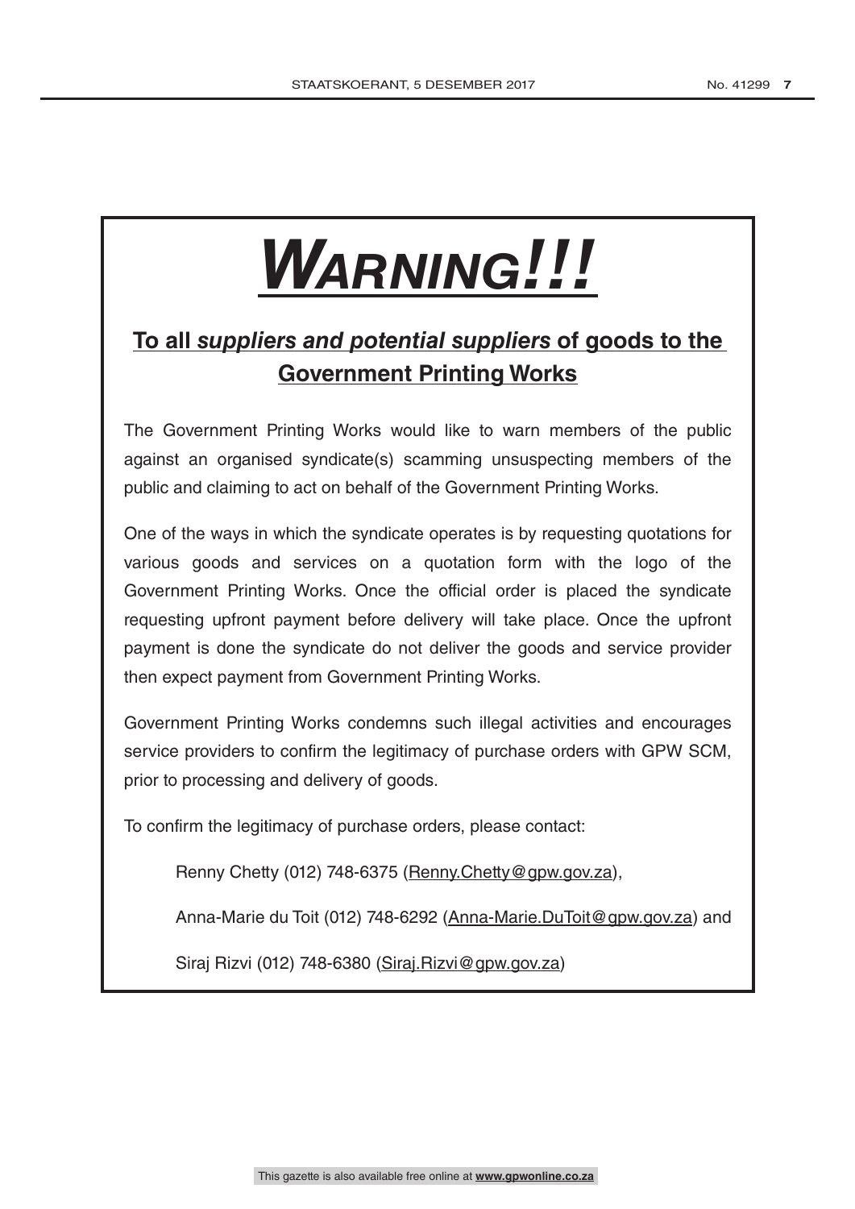# *WARNING!!!*

## To all *suppliers and potential suppliers* of goods to the Government Printing Works

The Government Printing Works would like to warn members of the public against an organised syndicate(s) scamming unsuspecting members of the public and claiming to act on behalf of the Government Printing Works.

One of the ways in which the syndicate operates is by requesting quotations for various goods and services on a quotation form with the logo of the Government Printing Works. Once the official order is placed the syndicate requesting upfront payment before delivery will take place. Once the upfront payment is done the syndicate do not deliver the goods and service provider then expect payment from Government Printing Works.

Government Printing Works condemns such illegal activities and encourages service providers to confirm the legitimacy of purchase orders with GPW SCM, prior to processing and delivery of goods.

To confirm the legitimacy of purchase orders, please contact:

Renny Chetty (012) 748-6375 (Renny.Chetty@gpw.gov.za),

Anna-Marie du Toit (012) 748-6292 (Anna-Marie.DuToit@gpw.gov.za) and

Siraj Rizvi (012) 748-6380 (Siraj.Rizvi@gpw.gov.za)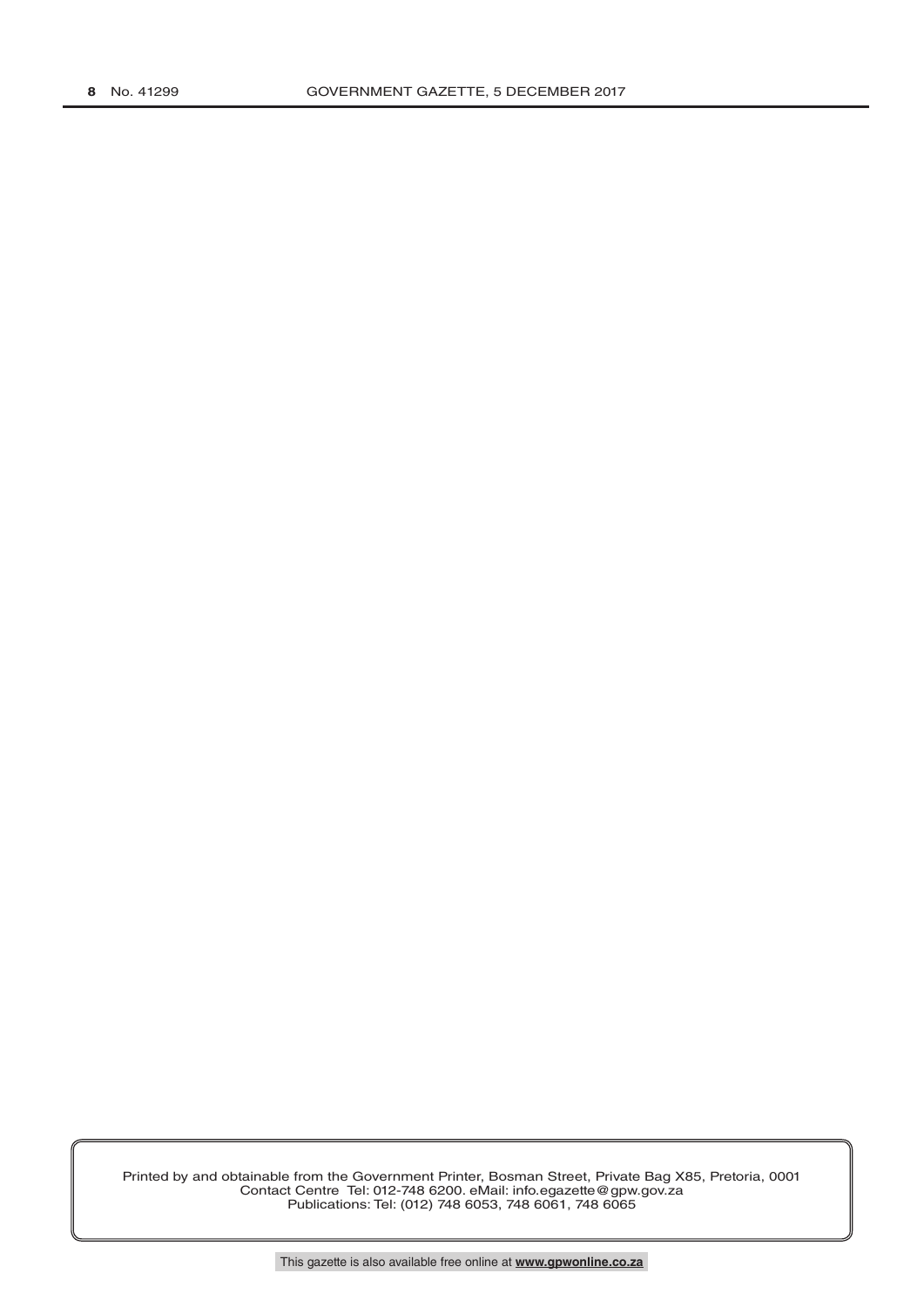Printed by and obtainable from the Government Printer, Bosman Street, Private Bag X85, Pretoria, 0001
Contact Centre Tel: 012-748 6200. eMail: info.egazette@gpw.gov.za
Publications: Tel: (012) 748 6053, 748 6061, 748 6065

This gazette is also available free online at **www.gpwonline.co.za**